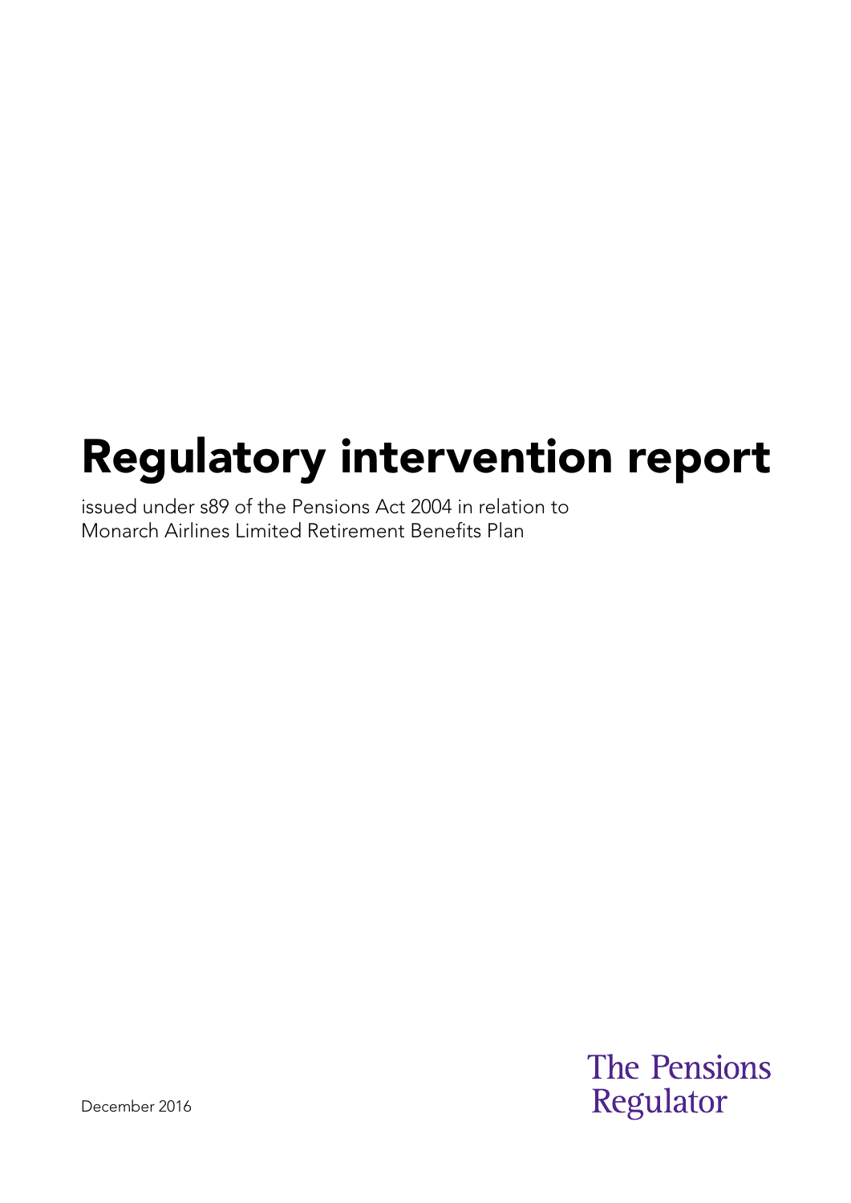# Regulatory intervention report

issued under s89 of the Pensions Act 2004 in relation to Monarch Airlines Limited Retirement Benefits Plan

December 2016

The Pensions Regulator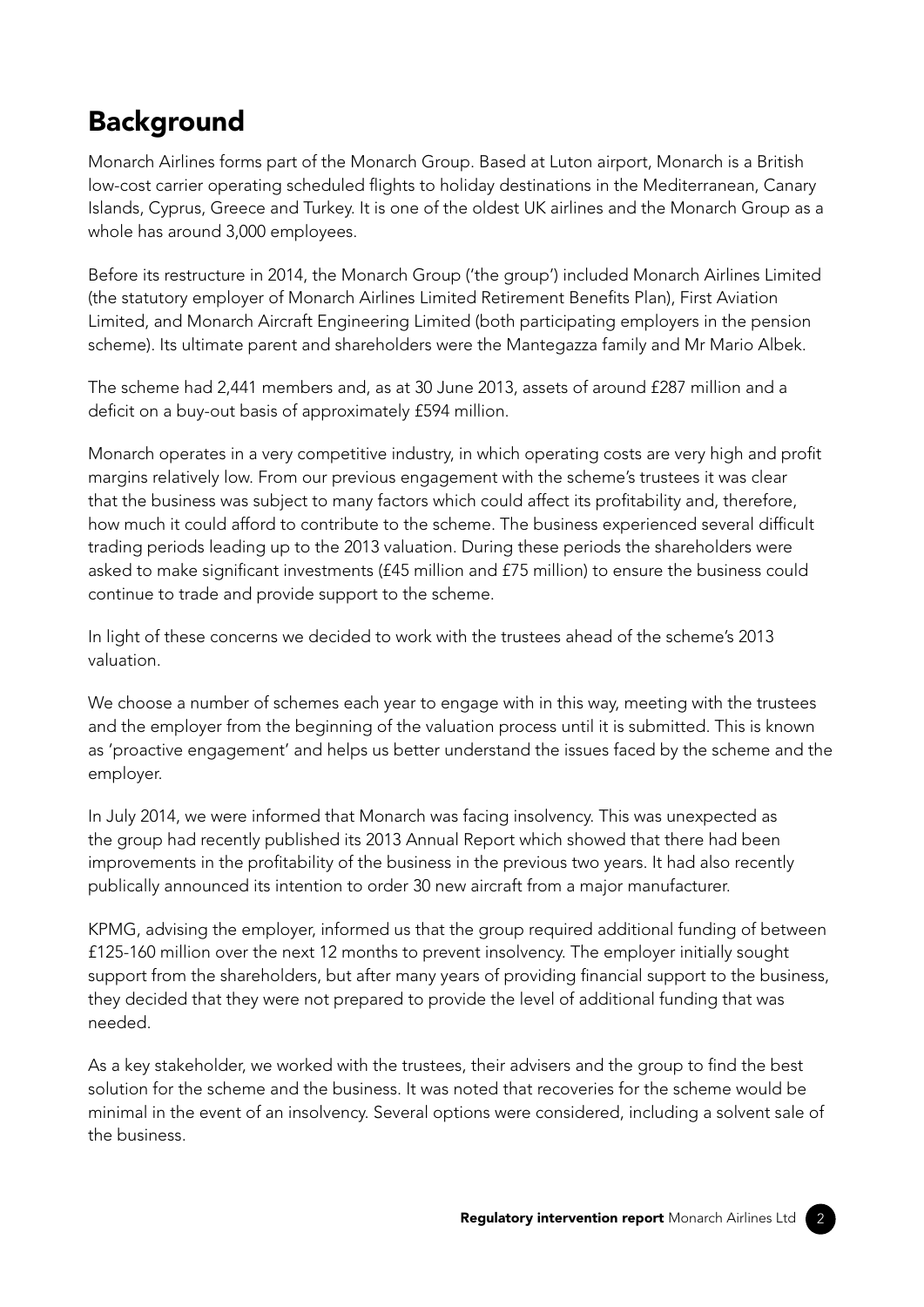## Background

Monarch Airlines forms part of the Monarch Group. Based at Luton airport, Monarch is a British low-cost carrier operating scheduled flights to holiday destinations in the Mediterranean, Canary Islands, Cyprus, Greece and Turkey. It is one of the oldest UK airlines and the Monarch Group as a whole has around 3,000 employees.

Before its restructure in 2014, the Monarch Group ('the group') included Monarch Airlines Limited (the statutory employer of Monarch Airlines Limited Retirement Benefits Plan), First Aviation Limited, and Monarch Aircraft Engineering Limited (both participating employers in the pension scheme). Its ultimate parent and shareholders were the Mantegazza family and Mr Mario Albek.

The scheme had 2,441 members and, as at 30 June 2013, assets of around £287 million and a deficit on a buy-out basis of approximately £594 million.

Monarch operates in a very competitive industry, in which operating costs are very high and profit margins relatively low. From our previous engagement with the scheme's trustees it was clear that the business was subject to many factors which could affect its profitability and, therefore, how much it could afford to contribute to the scheme. The business experienced several difficult trading periods leading up to the 2013 valuation. During these periods the shareholders were asked to make significant investments (£45 million and £75 million) to ensure the business could continue to trade and provide support to the scheme.

In light of these concerns we decided to work with the trustees ahead of the scheme's 2013 valuation.

We choose a number of schemes each year to engage with in this way, meeting with the trustees and the employer from the beginning of the valuation process until it is submitted. This is known as 'proactive engagement' and helps us better understand the issues faced by the scheme and the employer.

In July 2014, we were informed that Monarch was facing insolvency. This was unexpected as the group had recently published its 2013 Annual Report which showed that there had been improvements in the profitability of the business in the previous two years. It had also recently publically announced its intention to order 30 new aircraft from a major manufacturer.

KPMG, advising the employer, informed us that the group required additional funding of between £125-160 million over the next 12 months to prevent insolvency. The employer initially sought support from the shareholders, but after many years of providing financial support to the business, they decided that they were not prepared to provide the level of additional funding that was needed.

As a key stakeholder, we worked with the trustees, their advisers and the group to find the best solution for the scheme and the business. It was noted that recoveries for the scheme would be minimal in the event of an insolvency. Several options were considered, including a solvent sale of the business.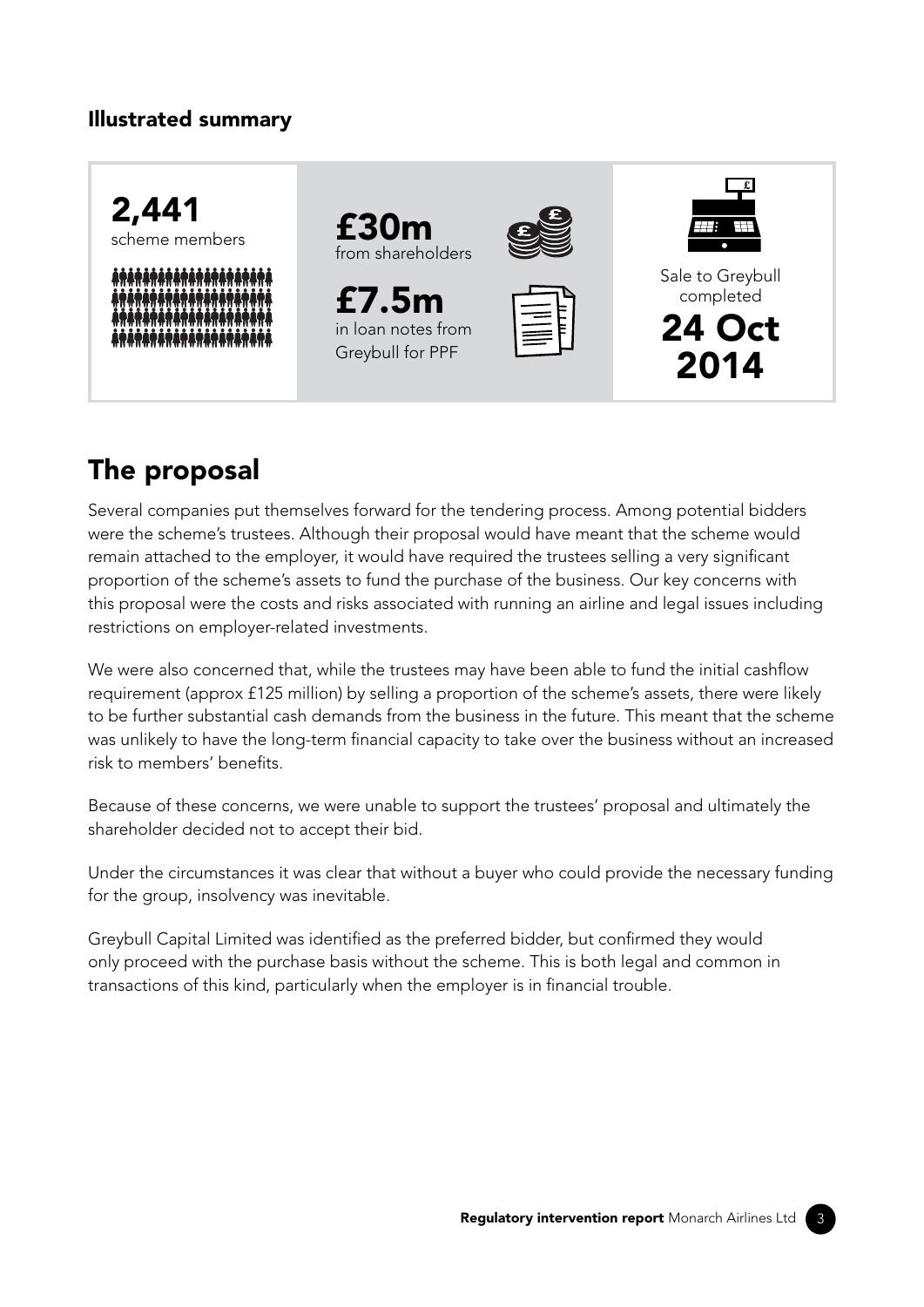### Illustrated summary

**2,441**
scheme members

**£30m**
from shareholders

**£7.5m**
in loan notes from Greybull for PPF

Sale to Greybull completed
**24 Oct 2014**

## The proposal

Several companies put themselves forward for the tendering process. Among potential bidders were the scheme's trustees. Although their proposal would have meant that the scheme would remain attached to the employer, it would have required the trustees selling a very significant proportion of the scheme's assets to fund the purchase of the business. Our key concerns with this proposal were the costs and risks associated with running an airline and legal issues including restrictions on employer-related investments.

We were also concerned that, while the trustees may have been able to fund the initial cashflow requirement (approx £125 million) by selling a proportion of the scheme's assets, there were likely to be further substantial cash demands from the business in the future. This meant that the scheme was unlikely to have the long-term financial capacity to take over the business without an increased risk to members' benefits.

Because of these concerns, we were unable to support the trustees' proposal and ultimately the shareholder decided not to accept their bid.

Under the circumstances it was clear that without a buyer who could provide the necessary funding for the group, insolvency was inevitable.

Greybull Capital Limited was identified as the preferred bidder, but confirmed they would only proceed with the purchase basis without the scheme. This is both legal and common in transactions of this kind, particularly when the employer is in financial trouble.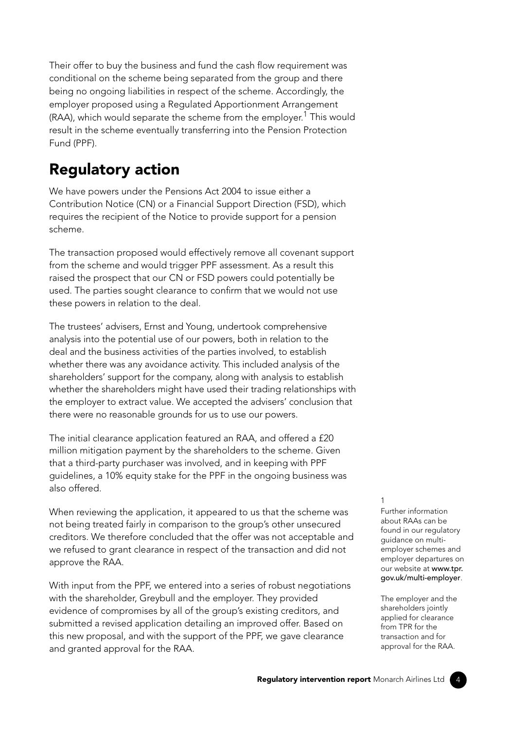Their offer to buy the business and fund the cash flow requirement was conditional on the scheme being separated from the group and there being no ongoing liabilities in respect of the scheme. Accordingly, the employer proposed using a Regulated Apportionment Arrangement (RAA), which would separate the scheme from the employer.[1] This would result in the scheme eventually transferring into the Pension Protection Fund (PPF).

## Regulatory action

We have powers under the Pensions Act 2004 to issue either a Contribution Notice (CN) or a Financial Support Direction (FSD), which requires the recipient of the Notice to provide support for a pension scheme.

The transaction proposed would effectively remove all covenant support from the scheme and would trigger PPF assessment. As a result this raised the prospect that our CN or FSD powers could potentially be used. The parties sought clearance to confirm that we would not use these powers in relation to the deal.

The trustees' advisers, Ernst and Young, undertook comprehensive analysis into the potential use of our powers, both in relation to the deal and the business activities of the parties involved, to establish whether there was any avoidance activity. This included analysis of the shareholders' support for the company, along with analysis to establish whether the shareholders might have used their trading relationships with the employer to extract value. We accepted the advisers' conclusion that there were no reasonable grounds for us to use our powers.

The initial clearance application featured an RAA, and offered a £20 million mitigation payment by the shareholders to the scheme. Given that a third-party purchaser was involved, and in keeping with PPF guidelines, a 10% equity stake for the PPF in the ongoing business was also offered.

When reviewing the application, it appeared to us that the scheme was not being treated fairly in comparison to the group's other unsecured creditors. We therefore concluded that the offer was not acceptable and we refused to grant clearance in respect of the transaction and did not approve the RAA.

With input from the PPF, we entered into a series of robust negotiations with the shareholder, Greybull and the employer. They provided evidence of compromises by all of the group's existing creditors, and submitted a revised application detailing an improved offer. Based on this new proposal, and with the support of the PPF, we gave clearance and granted approval for the RAA.

[1] Further information about RAAs can be found in our regulatory guidance on multi-employer schemes and employer departures on our website at **www.tpr.gov.uk/multi-employer**.

The employer and the shareholders jointly applied for clearance from TPR for the transaction and for approval for the RAA.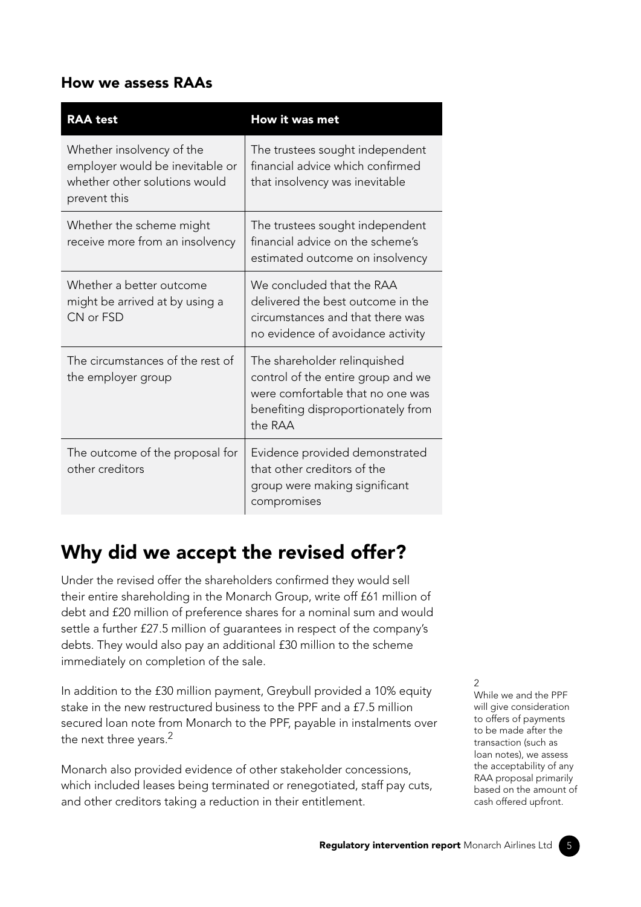### How we assess RAAs

| RAA test | How it was met |
| --- | --- |
| Whether insolvency of the employer would be inevitable or whether other solutions would prevent this | The trustees sought independent financial advice which confirmed that insolvency was inevitable |
| Whether the scheme might receive more from an insolvency | The trustees sought independent financial advice on the scheme's estimated outcome on insolvency |
| Whether a better outcome might be arrived at by using a CN or FSD | We concluded that the RAA delivered the best outcome in the circumstances and that there was no evidence of avoidance activity |
| The circumstances of the rest of the employer group | The shareholder relinquished control of the entire group and we were comfortable that no one was benefiting disproportionately from the RAA |
| The outcome of the proposal for other creditors | Evidence provided demonstrated that other creditors of the group were making significant compromises |

## Why did we accept the revised offer?

Under the revised offer the shareholders confirmed they would sell their entire shareholding in the Monarch Group, write off £61 million of debt and £20 million of preference shares for a nominal sum and would settle a further £27.5 million of guarantees in respect of the company's debts. They would also pay an additional £30 million to the scheme immediately on completion of the sale.

In addition to the £30 million payment, Greybull provided a 10% equity stake in the new restructured business to the PPF and a £7.5 million secured loan note from Monarch to the PPF, payable in instalments over the next three years.[2]

Monarch also provided evidence of other stakeholder concessions, which included leases being terminated or renegotiated, staff pay cuts, and other creditors taking a reduction in their entitlement.

[2] While we and the PPF will give consideration to offers of payments to be made after the transaction (such as loan notes), we assess the acceptability of any RAA proposal primarily based on the amount of cash offered upfront.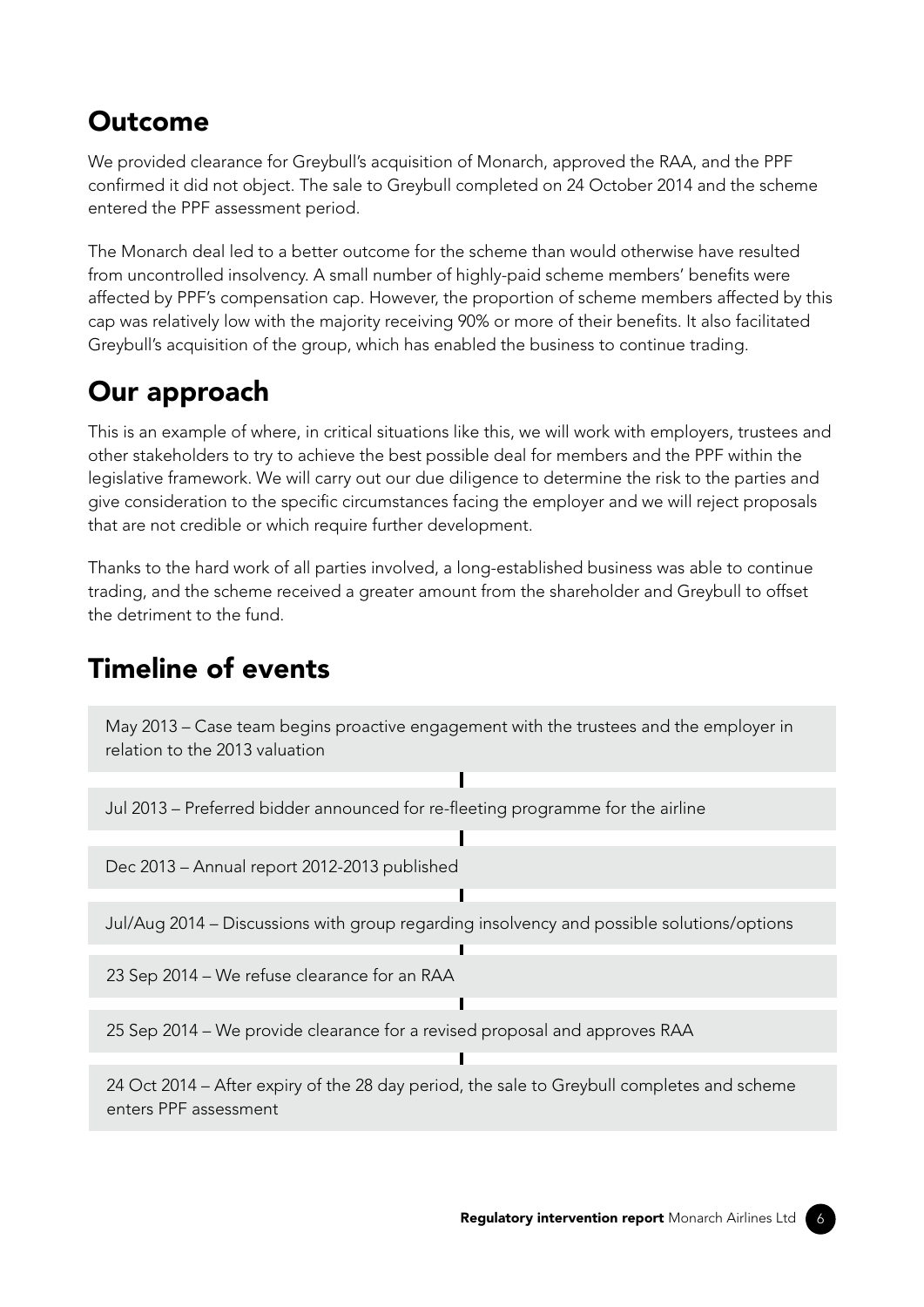## Outcome

We provided clearance for Greybull's acquisition of Monarch, approved the RAA, and the PPF confirmed it did not object. The sale to Greybull completed on 24 October 2014 and the scheme entered the PPF assessment period.

The Monarch deal led to a better outcome for the scheme than would otherwise have resulted from uncontrolled insolvency. A small number of highly-paid scheme members' benefits were affected by PPF's compensation cap. However, the proportion of scheme members affected by this cap was relatively low with the majority receiving 90% or more of their benefits. It also facilitated Greybull's acquisition of the group, which has enabled the business to continue trading.

## Our approach

This is an example of where, in critical situations like this, we will work with employers, trustees and other stakeholders to try to achieve the best possible deal for members and the PPF within the legislative framework. We will carry out our due diligence to determine the risk to the parties and give consideration to the specific circumstances facing the employer and we will reject proposals that are not credible or which require further development.

Thanks to the hard work of all parties involved, a long-established business was able to continue trading, and the scheme received a greater amount from the shareholder and Greybull to offset the detriment to the fund.

## Timeline of events

- May 2013 – Case team begins proactive engagement with the trustees and the employer in relation to the 2013 valuation
- Jul 2013 – Preferred bidder announced for re-fleeting programme for the airline
- Dec 2013 – Annual report 2012-2013 published
- Jul/Aug 2014 – Discussions with group regarding insolvency and possible solutions/options
- 23 Sep 2014 – We refuse clearance for an RAA
- 25 Sep 2014 – We provide clearance for a revised proposal and approves RAA
- 24 Oct 2014 – After expiry of the 28 day period, the sale to Greybull completes and scheme enters PPF assessment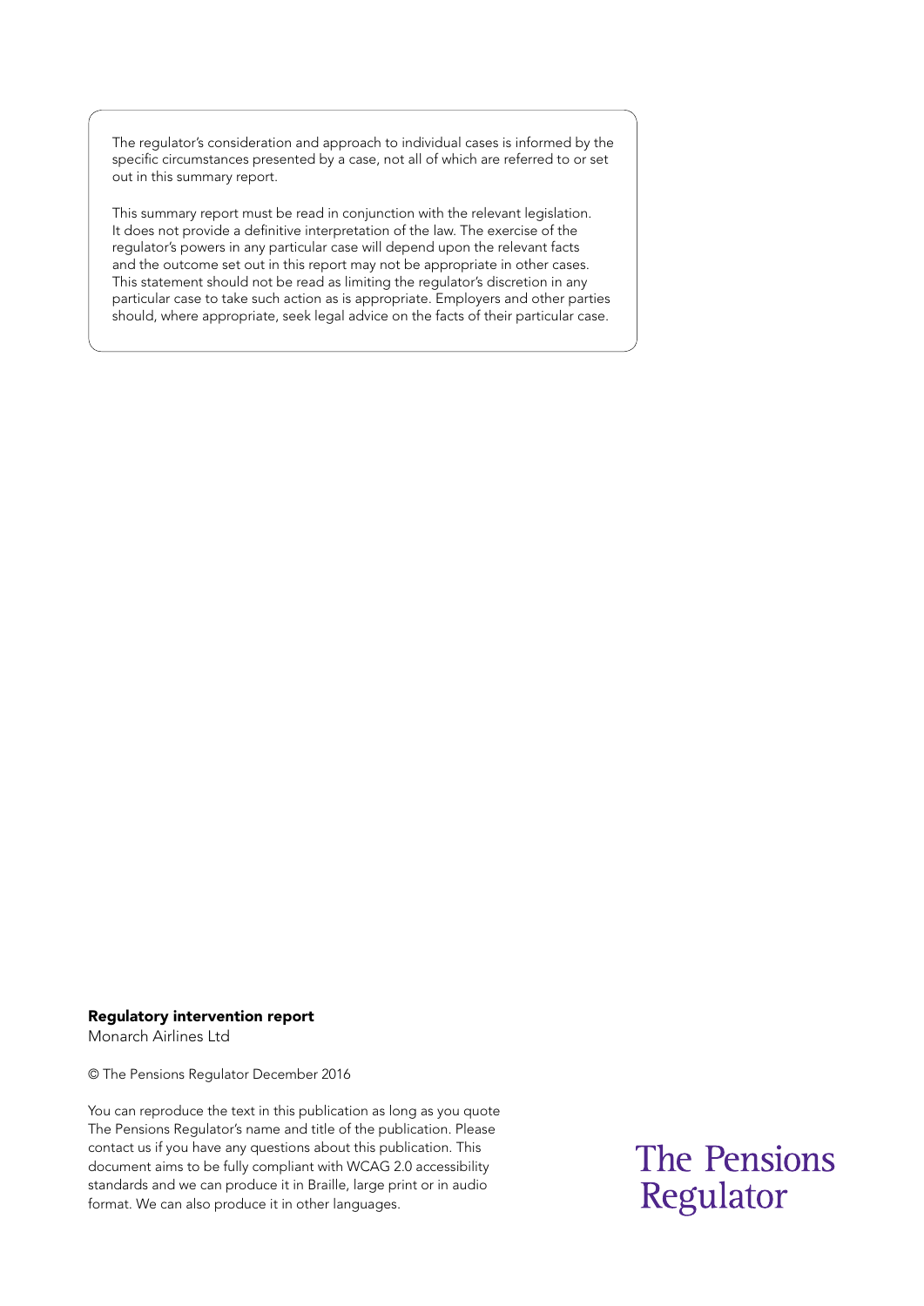The regulator's consideration and approach to individual cases is informed by the specific circumstances presented by a case, not all of which are referred to or set out in this summary report.

This summary report must be read in conjunction with the relevant legislation. It does not provide a definitive interpretation of the law. The exercise of the regulator's powers in any particular case will depend upon the relevant facts and the outcome set out in this report may not be appropriate in other cases. This statement should not be read as limiting the regulator's discretion in any particular case to take such action as is appropriate. Employers and other parties should, where appropriate, seek legal advice on the facts of their particular case.

**Regulatory intervention report**
Monarch Airlines Ltd

© The Pensions Regulator December 2016

You can reproduce the text in this publication as long as you quote The Pensions Regulator's name and title of the publication. Please contact us if you have any questions about this publication. This document aims to be fully compliant with WCAG 2.0 accessibility standards and we can produce it in Braille, large print or in audio format. We can also produce it in other languages.

The Pensions Regulator